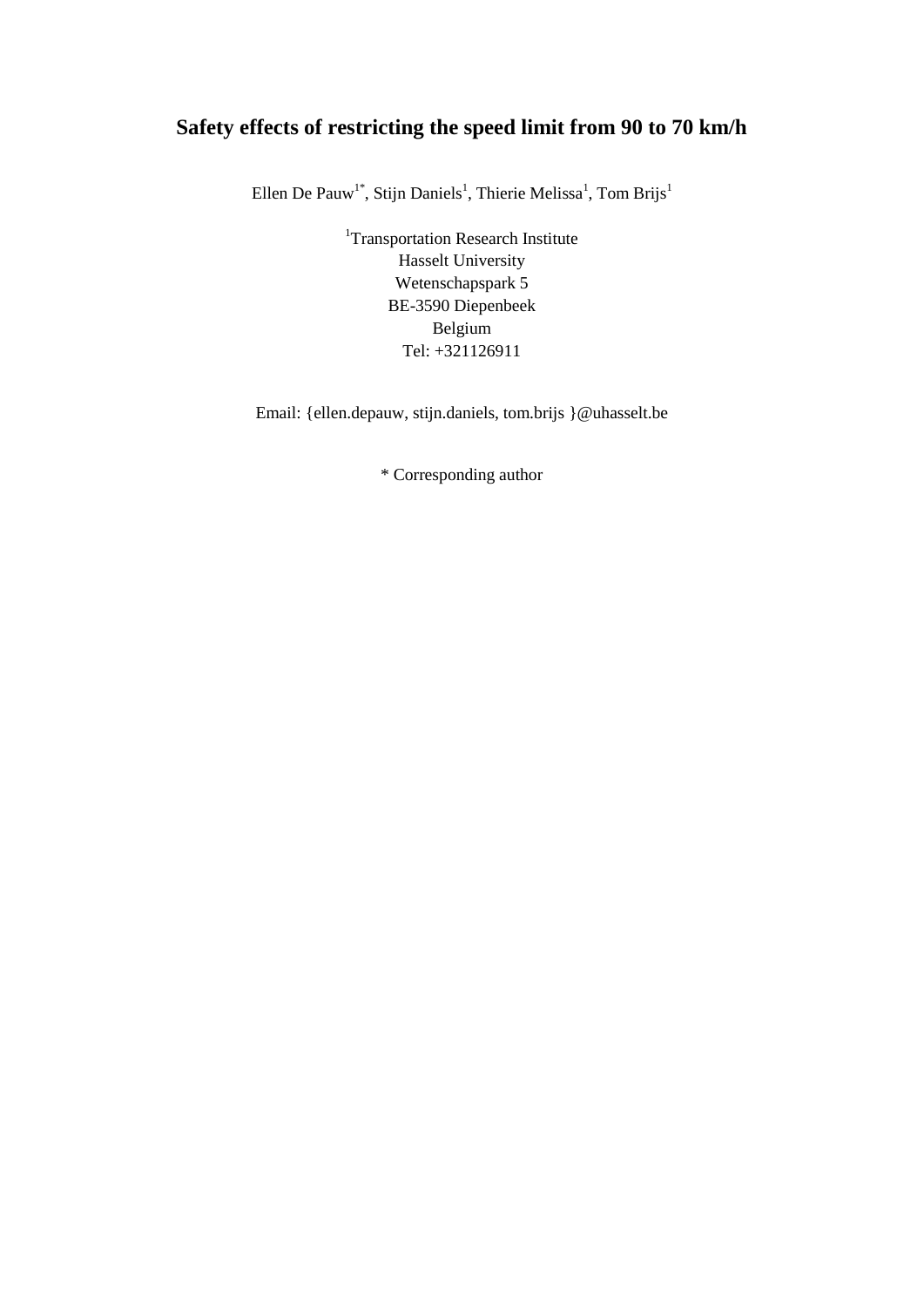# Safety effects of restricting the speed limit from 90 to 70 km/h

Ellen De Pauw[1*], Stijn Daniels[1], Thierie Melissa[1], Tom Brijs[1]

[1]Transportation Research Institute
Hasselt University
Wetenschapspark 5
BE-3590 Diepenbeek
Belgium
Tel: +321126911

Email: {ellen.depauw, stijn.daniels, tom.brijs }@uhasselt.be

* Corresponding author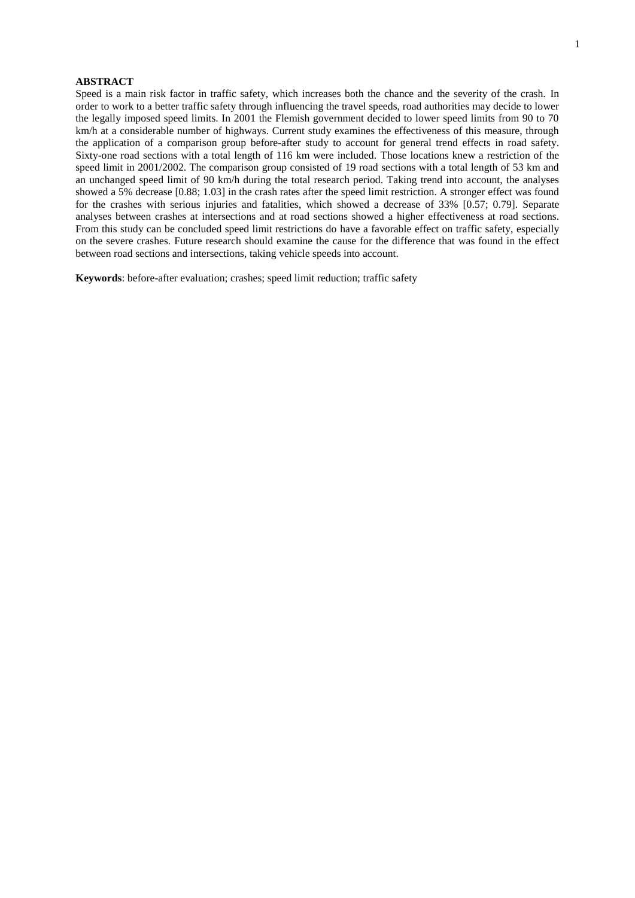**ABSTRACT**

Speed is a main risk factor in traffic safety, which increases both the chance and the severity of the crash. In order to work to a better traffic safety through influencing the travel speeds, road authorities may decide to lower the legally imposed speed limits. In 2001 the Flemish government decided to lower speed limits from 90 to 70 km/h at a considerable number of highways. Current study examines the effectiveness of this measure, through the application of a comparison group before-after study to account for general trend effects in road safety. Sixty-one road sections with a total length of 116 km were included. Those locations knew a restriction of the speed limit in 2001/2002. The comparison group consisted of 19 road sections with a total length of 53 km and an unchanged speed limit of 90 km/h during the total research period. Taking trend into account, the analyses showed a 5% decrease [0.88; 1.03] in the crash rates after the speed limit restriction. A stronger effect was found for the crashes with serious injuries and fatalities, which showed a decrease of 33% [0.57; 0.79]. Separate analyses between crashes at intersections and at road sections showed a higher effectiveness at road sections. From this study can be concluded speed limit restrictions do have a favorable effect on traffic safety, especially on the severe crashes. Future research should examine the cause for the difference that was found in the effect between road sections and intersections, taking vehicle speeds into account.

**Keywords**: before-after evaluation; crashes; speed limit reduction; traffic safety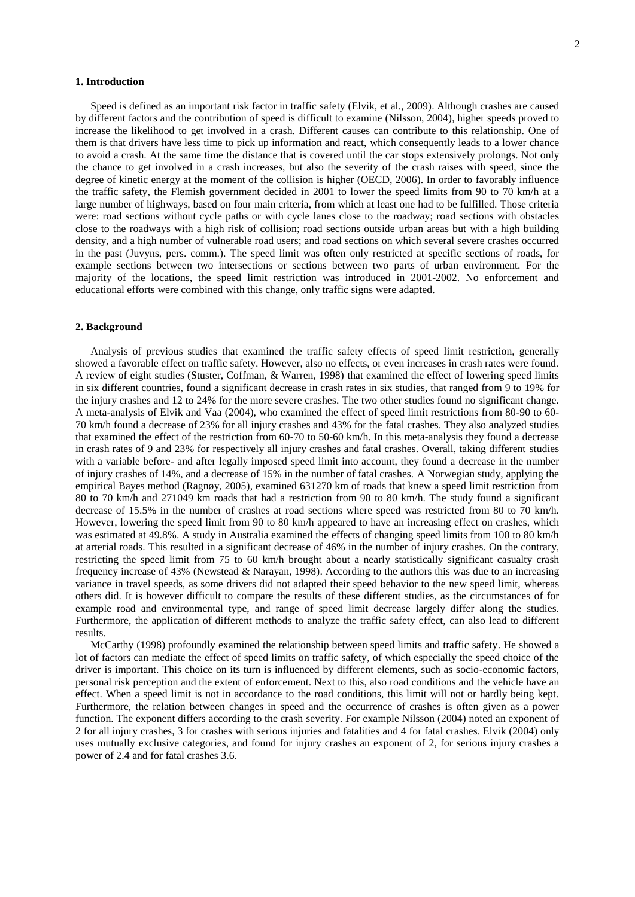## 1. Introduction

Speed is defined as an important risk factor in traffic safety (Elvik, et al., 2009). Although crashes are caused by different factors and the contribution of speed is difficult to examine (Nilsson, 2004), higher speeds proved to increase the likelihood to get involved in a crash. Different causes can contribute to this relationship. One of them is that drivers have less time to pick up information and react, which consequently leads to a lower chance to avoid a crash. At the same time the distance that is covered until the car stops extensively prolongs. Not only the chance to get involved in a crash increases, but also the severity of the crash raises with speed, since the degree of kinetic energy at the moment of the collision is higher (OECD, 2006). In order to favorably influence the traffic safety, the Flemish government decided in 2001 to lower the speed limits from 90 to 70 km/h at a large number of highways, based on four main criteria, from which at least one had to be fulfilled. Those criteria were: road sections without cycle paths or with cycle lanes close to the roadway; road sections with obstacles close to the roadways with a high risk of collision; road sections outside urban areas but with a high building density, and a high number of vulnerable road users; and road sections on which several severe crashes occurred in the past (Juvyns, pers. comm.). The speed limit was often only restricted at specific sections of roads, for example sections between two intersections or sections between two parts of urban environment. For the majority of the locations, the speed limit restriction was introduced in 2001-2002. No enforcement and educational efforts were combined with this change, only traffic signs were adapted.

## 2. Background

Analysis of previous studies that examined the traffic safety effects of speed limit restriction, generally showed a favorable effect on traffic safety. However, also no effects, or even increases in crash rates were found. A review of eight studies (Stuster, Coffman, & Warren, 1998) that examined the effect of lowering speed limits in six different countries, found a significant decrease in crash rates in six studies, that ranged from 9 to 19% for the injury crashes and 12 to 24% for the more severe crashes. The two other studies found no significant change. A meta-analysis of Elvik and Vaa (2004), who examined the effect of speed limit restrictions from 80-90 to 60-70 km/h found a decrease of 23% for all injury crashes and 43% for the fatal crashes. They also analyzed studies that examined the effect of the restriction from 60-70 to 50-60 km/h. In this meta-analysis they found a decrease in crash rates of 9 and 23% for respectively all injury crashes and fatal crashes. Overall, taking different studies with a variable before- and after legally imposed speed limit into account, they found a decrease in the number of injury crashes of 14%, and a decrease of 15% in the number of fatal crashes. A Norwegian study, applying the empirical Bayes method (Ragnøy, 2005), examined 631270 km of roads that knew a speed limit restriction from 80 to 70 km/h and 271049 km roads that had a restriction from 90 to 80 km/h. The study found a significant decrease of 15.5% in the number of crashes at road sections where speed was restricted from 80 to 70 km/h. However, lowering the speed limit from 90 to 80 km/h appeared to have an increasing effect on crashes, which was estimated at 49.8%. A study in Australia examined the effects of changing speed limits from 100 to 80 km/h at arterial roads. This resulted in a significant decrease of 46% in the number of injury crashes. On the contrary, restricting the speed limit from 75 to 60 km/h brought about a nearly statistically significant casualty crash frequency increase of 43% (Newstead & Narayan, 1998). According to the authors this was due to an increasing variance in travel speeds, as some drivers did not adapted their speed behavior to the new speed limit, whereas others did. It is however difficult to compare the results of these different studies, as the circumstances of for example road and environmental type, and range of speed limit decrease largely differ along the studies. Furthermore, the application of different methods to analyze the traffic safety effect, can also lead to different results.

McCarthy (1998) profoundly examined the relationship between speed limits and traffic safety. He showed a lot of factors can mediate the effect of speed limits on traffic safety, of which especially the speed choice of the driver is important. This choice on its turn is influenced by different elements, such as socio-economic factors, personal risk perception and the extent of enforcement. Next to this, also road conditions and the vehicle have an effect. When a speed limit is not in accordance to the road conditions, this limit will not or hardly being kept. Furthermore, the relation between changes in speed and the occurrence of crashes is often given as a power function. The exponent differs according to the crash severity. For example Nilsson (2004) noted an exponent of 2 for all injury crashes, 3 for crashes with serious injuries and fatalities and 4 for fatal crashes. Elvik (2004) only uses mutually exclusive categories, and found for injury crashes an exponent of 2, for serious injury crashes a power of 2.4 and for fatal crashes 3.6.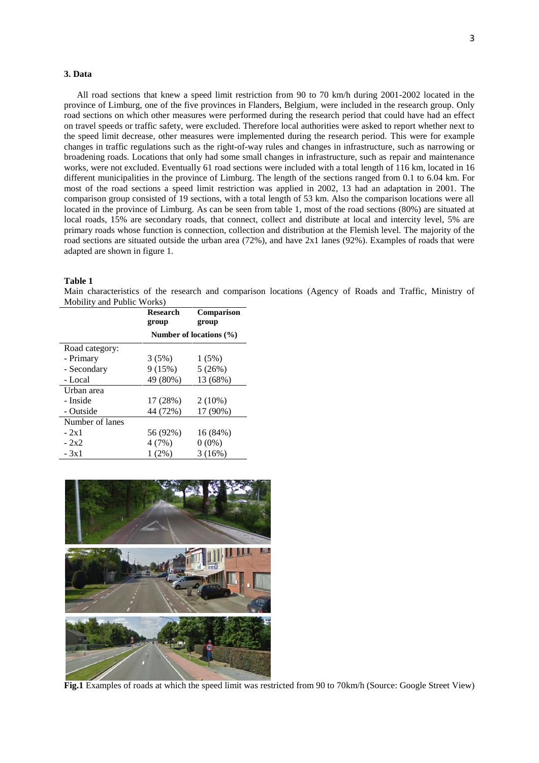## 3. Data

All road sections that knew a speed limit restriction from 90 to 70 km/h during 2001-2002 located in the province of Limburg, one of the five provinces in Flanders, Belgium, were included in the research group. Only road sections on which other measures were performed during the research period that could have had an effect on travel speeds or traffic safety, were excluded. Therefore local authorities were asked to report whether next to the speed limit decrease, other measures were implemented during the research period. This were for example changes in traffic regulations such as the right-of-way rules and changes in infrastructure, such as narrowing or broadening roads. Locations that only had some small changes in infrastructure, such as repair and maintenance works, were not excluded. Eventually 61 road sections were included with a total length of 116 km, located in 16 different municipalities in the province of Limburg. The length of the sections ranged from 0.1 to 6.04 km. For most of the road sections a speed limit restriction was applied in 2002, 13 had an adaptation in 2001. The comparison group consisted of 19 sections, with a total length of 53 km. Also the comparison locations were all located in the province of Limburg. As can be seen from table 1, most of the road sections (80%) are situated at local roads, 15% are secondary roads, that connect, collect and distribute at local and intercity level, 5% are primary roads whose function is connection, collection and distribution at the Flemish level. The majority of the road sections are situated outside the urban area (72%), and have 2x1 lanes (92%). Examples of roads that were adapted are shown in figure 1.

**Table 1**

Main characteristics of the research and comparison locations (Agency of Roads and Traffic, Ministry of Mobility and Public Works)

| | **Research group** | **Comparison group** |
|---|---|---|
| | **Number of locations (%)** | |
| Road category: | | |
| - Primary | 3 (5%) | 1 (5%) |
| - Secondary | 9 (15%) | 5 (26%) |
| - Local | 49 (80%) | 13 (68%) |
| Urban area | | |
| - Inside | 17 (28%) | 2 (10%) |
| - Outside | 44 (72%) | 17 (90%) |
| Number of lanes | | |
| - 2x1 | 56 (92%) | 16 (84%) |
| - 2x2 | 4 (7%) | 0 (0%) |
| - 3x1 | 1 (2%) | 3 (16%) |

**Fig.1** Examples of roads at which the speed limit was restricted from 90 to 70km/h (Source: Google Street View)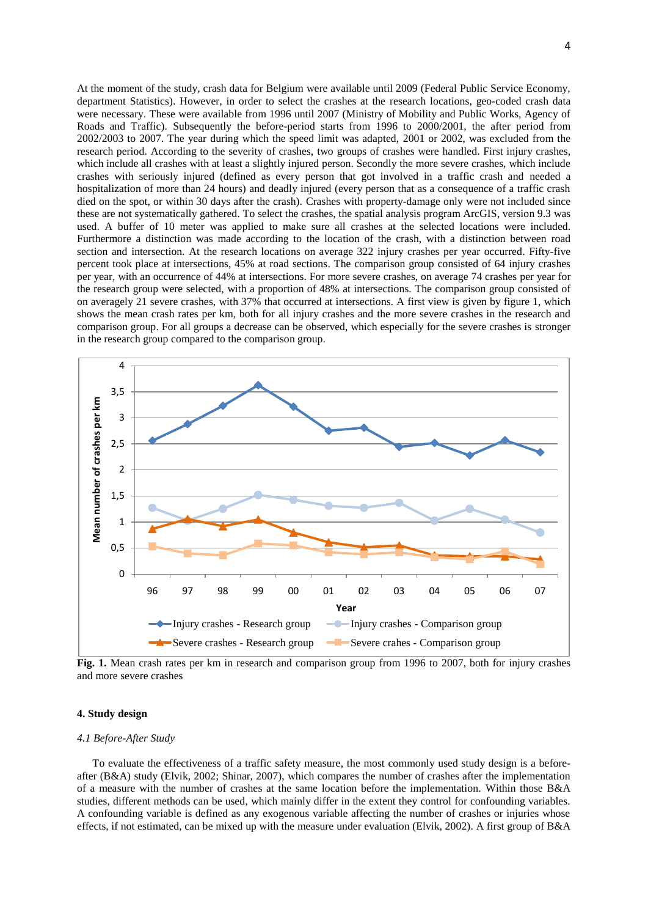At the moment of the study, crash data for Belgium were available until 2009 (Federal Public Service Economy, department Statistics). However, in order to select the crashes at the research locations, geo-coded crash data were necessary. These were available from 1996 until 2007 (Ministry of Mobility and Public Works, Agency of Roads and Traffic). Subsequently the before-period starts from 1996 to 2000/2001, the after period from 2002/2003 to 2007. The year during which the speed limit was adapted, 2001 or 2002, was excluded from the research period. According to the severity of crashes, two groups of crashes were handled. First injury crashes, which include all crashes with at least a slightly injured person. Secondly the more severe crashes, which include crashes with seriously injured (defined as every person that got involved in a traffic crash and needed a hospitalization of more than 24 hours) and deadly injured (every person that as a consequence of a traffic crash died on the spot, or within 30 days after the crash). Crashes with property-damage only were not included since these are not systematically gathered. To select the crashes, the spatial analysis program ArcGIS, version 9.3 was used. A buffer of 10 meter was applied to make sure all crashes at the selected locations were included. Furthermore a distinction was made according to the location of the crash, with a distinction between road section and intersection. At the research locations on average 322 injury crashes per year occurred. Fifty-five percent took place at intersections, 45% at road sections. The comparison group consisted of 64 injury crashes per year, with an occurrence of 44% at intersections. For more severe crashes, on average 74 crashes per year for the research group were selected, with a proportion of 48% at intersections. The comparison group consisted of on averagely 21 severe crashes, with 37% that occurred at intersections. A first view is given by figure 1, which shows the mean crash rates per km, both for all injury crashes and the more severe crashes in the research and comparison group. For all groups a decrease can be observed, which especially for the severe crashes is stronger in the research group compared to the comparison group.

**Fig. 1.** Mean crash rates per km in research and comparison group from 1996 to 2007, both for injury crashes and more severe crashes

## 4. Study design

### *4.1 Before-After Study*

To evaluate the effectiveness of a traffic safety measure, the most commonly used study design is a before-after (B&A) study (Elvik, 2002; Shinar, 2007), which compares the number of crashes after the implementation of a measure with the number of crashes at the same location before the implementation. Within those B&A studies, different methods can be used, which mainly differ in the extent they control for confounding variables. A confounding variable is defined as any exogenous variable affecting the number of crashes or injuries whose effects, if not estimated, can be mixed up with the measure under evaluation (Elvik, 2002). A first group of B&A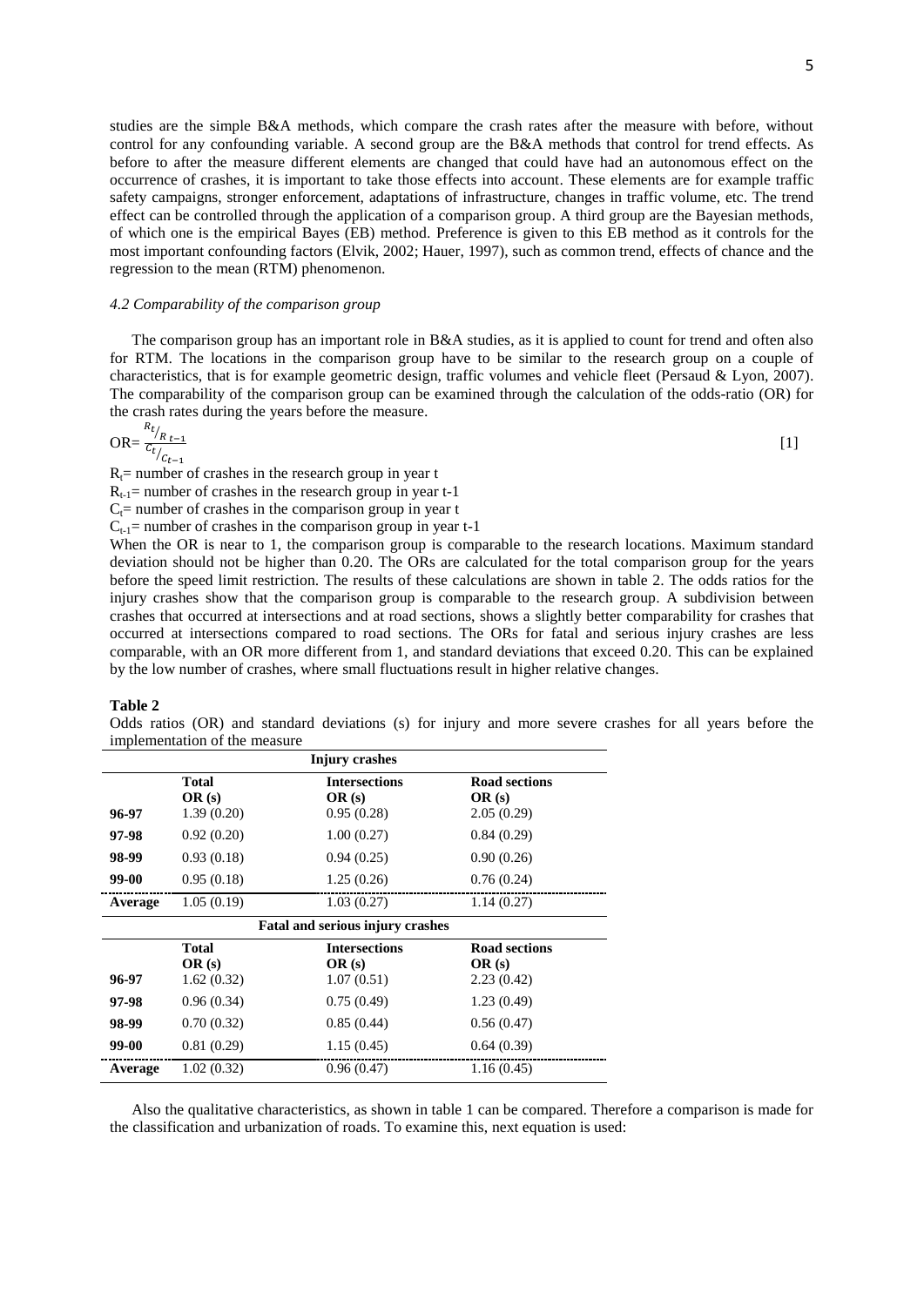studies are the simple B&A methods, which compare the crash rates after the measure with before, without control for any confounding variable. A second group are the B&A methods that control for trend effects. As before to after the measure different elements are changed that could have had an autonomous effect on the occurrence of crashes, it is important to take those effects into account. These elements are for example traffic safety campaigns, stronger enforcement, adaptations of infrastructure, changes in traffic volume, etc. The trend effect can be controlled through the application of a comparison group. A third group are the Bayesian methods, of which one is the empirical Bayes (EB) method. Preference is given to this EB method as it controls for the most important confounding factors (Elvik, 2002; Hauer, 1997), such as common trend, effects of chance and the regression to the mean (RTM) phenomenon.

### *4.2 Comparability of the comparison group*

The comparison group has an important role in B&A studies, as it is applied to count for trend and often also for RTM. The locations in the comparison group have to be similar to the research group on a couple of characteristics, that is for example geometric design, traffic volumes and vehicle fleet (Persaud & Lyon, 2007). The comparability of the comparison group can be examined through the calculation of the odds-ratio (OR) for the crash rates during the years before the measure.

$$OR = \frac{R_t / R_{t-1}}{C_t / C_{t-1}} \qquad [1]$$

$R_t$= number of crashes in the research group in year t

$R_{t-1}$= number of crashes in the research group in year t-1

$C_t$= number of crashes in the comparison group in year t

$C_{t-1}$= number of crashes in the comparison group in year t-1

When the OR is near to 1, the comparison group is comparable to the research locations. Maximum standard deviation should not be higher than 0.20. The ORs are calculated for the total comparison group for the years before the speed limit restriction. The results of these calculations are shown in table 2. The odds ratios for the injury crashes show that the comparison group is comparable to the research group. A subdivision between crashes that occurred at intersections and at road sections, shows a slightly better comparability for crashes that occurred at intersections compared to road sections. The ORs for fatal and serious injury crashes are less comparable, with an OR more different from 1, and standard deviations that exceed 0.20. This can be explained by the low number of crashes, where small fluctuations result in higher relative changes.

**Table 2**

Odds ratios (OR) and standard deviations (s) for injury and more severe crashes for all years before the implementation of the measure

| | **Injury crashes** | | |
|---|---|---|---|
| | **Total OR (s)** | **Intersections OR (s)** | **Road sections OR (s)** |
| **96-97** | 1.39 (0.20) | 0.95 (0.28) | 2.05 (0.29) |
| **97-98** | 0.92 (0.20) | 1.00 (0.27) | 0.84 (0.29) |
| **98-99** | 0.93 (0.18) | 0.94 (0.25) | 0.90 (0.26) |
| **99-00** | 0.95 (0.18) | 1.25 (0.26) | 0.76 (0.24) |
| **Average** | 1.05 (0.19) | 1.03 (0.27) | 1.14 (0.27) |
| | **Fatal and serious injury crashes** | | |
| | **Total OR (s)** | **Intersections OR (s)** | **Road sections OR (s)** |
| **96-97** | 1.62 (0.32) | 1.07 (0.51) | 2.23 (0.42) |
| **97-98** | 0.96 (0.34) | 0.75 (0.49) | 1.23 (0.49) |
| **98-99** | 0.70 (0.32) | 0.85 (0.44) | 0.56 (0.47) |
| **99-00** | 0.81 (0.29) | 1.15 (0.45) | 0.64 (0.39) |
| **Average** | 1.02 (0.32) | 0.96 (0.47) | 1.16 (0.45) |

Also the qualitative characteristics, as shown in table 1 can be compared. Therefore a comparison is made for the classification and urbanization of roads. To examine this, next equation is used: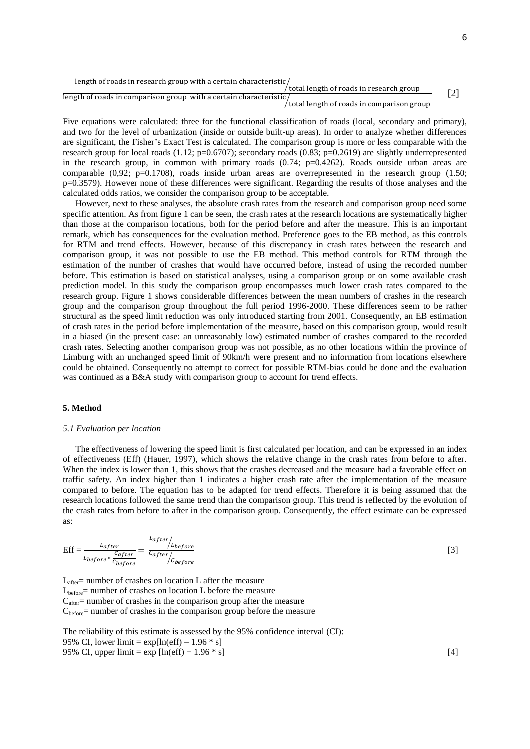$$\frac{\text{length of roads in research group with a certain characteristic} / \text{total length of roads in research group}}{\text{length of roads in comparison group with a certain characteristic} / \text{total length of roads in comparison group}} \quad [2]$$

Five equations were calculated: three for the functional classification of roads (local, secondary and primary), and two for the level of urbanization (inside or outside built-up areas). In order to analyze whether differences are significant, the Fisher's Exact Test is calculated. The comparison group is more or less comparable with the research group for local roads (1.12; p=0.6707); secondary roads (0.83; p=0.2619) are slightly underrepresented in the research group, in common with primary roads (0.74; p=0.4262). Roads outside urban areas are comparable (0,92; p=0.1708), roads inside urban areas are overrepresented in the research group (1.50; p=0.3579). However none of these differences were significant. Regarding the results of those analyses and the calculated odds ratios, we consider the comparison group to be acceptable.

However, next to these analyses, the absolute crash rates from the research and comparison group need some specific attention. As from figure 1 can be seen, the crash rates at the research locations are systematically higher than those at the comparison locations, both for the period before and after the measure. This is an important remark, which has consequences for the evaluation method. Preference goes to the EB method, as this controls for RTM and trend effects. However, because of this discrepancy in crash rates between the research and comparison group, it was not possible to use the EB method. This method controls for RTM through the estimation of the number of crashes that would have occurred before, instead of using the recorded number before. This estimation is based on statistical analyses, using a comparison group or on some available crash prediction model. In this study the comparison group encompasses much lower crash rates compared to the research group. Figure 1 shows considerable differences between the mean numbers of crashes in the research group and the comparison group throughout the full period 1996-2000. These differences seem to be rather structural as the speed limit reduction was only introduced starting from 2001. Consequently, an EB estimation of crash rates in the period before implementation of the measure, based on this comparison group, would result in a biased (in the present case: an unreasonably low) estimated number of crashes compared to the recorded crash rates. Selecting another comparison group was not possible, as no other locations within the province of Limburg with an unchanged speed limit of 90km/h were present and no information from locations elsewhere could be obtained. Consequently no attempt to correct for possible RTM-bias could be done and the evaluation was continued as a B&A study with comparison group to account for trend effects.

## 5. Method

### *5.1 Evaluation per location*

The effectiveness of lowering the speed limit is first calculated per location, and can be expressed in an index of effectiveness (Eff) (Hauer, 1997), which shows the relative change in the crash rates from before to after. When the index is lower than 1, this shows that the crashes decreased and the measure had a favorable effect on traffic safety. An index higher than 1 indicates a higher crash rate after the implementation of the measure compared to before. The equation has to be adapted for trend effects. Therefore it is being assumed that the research locations followed the same trend than the comparison group. This trend is reflected by the evolution of the crash rates from before to after in the comparison group. Consequently, the effect estimate can be expressed as:

$$\text{Eff} = \frac{L_{after}}{L_{before} * \frac{C_{after}}{C_{before}}} = \frac{L_{after}/L_{before}}{C_{after}/C_{before}} \quad [3]$$

$L_{after}$= number of crashes on location L after the measure
$L_{before}$= number of crashes on location L before the measure
$C_{after}$= number of crashes in the comparison group after the measure
$C_{before}$= number of crashes in the comparison group before the measure

The reliability of this estimate is assessed by the 95% confidence interval (CI):
95% CI, lower limit = $\exp[\ln(\text{eff}) - 1.96 * s]$
95% CI, upper limit = $\exp[\ln(\text{eff}) + 1.96 * s]$ [4]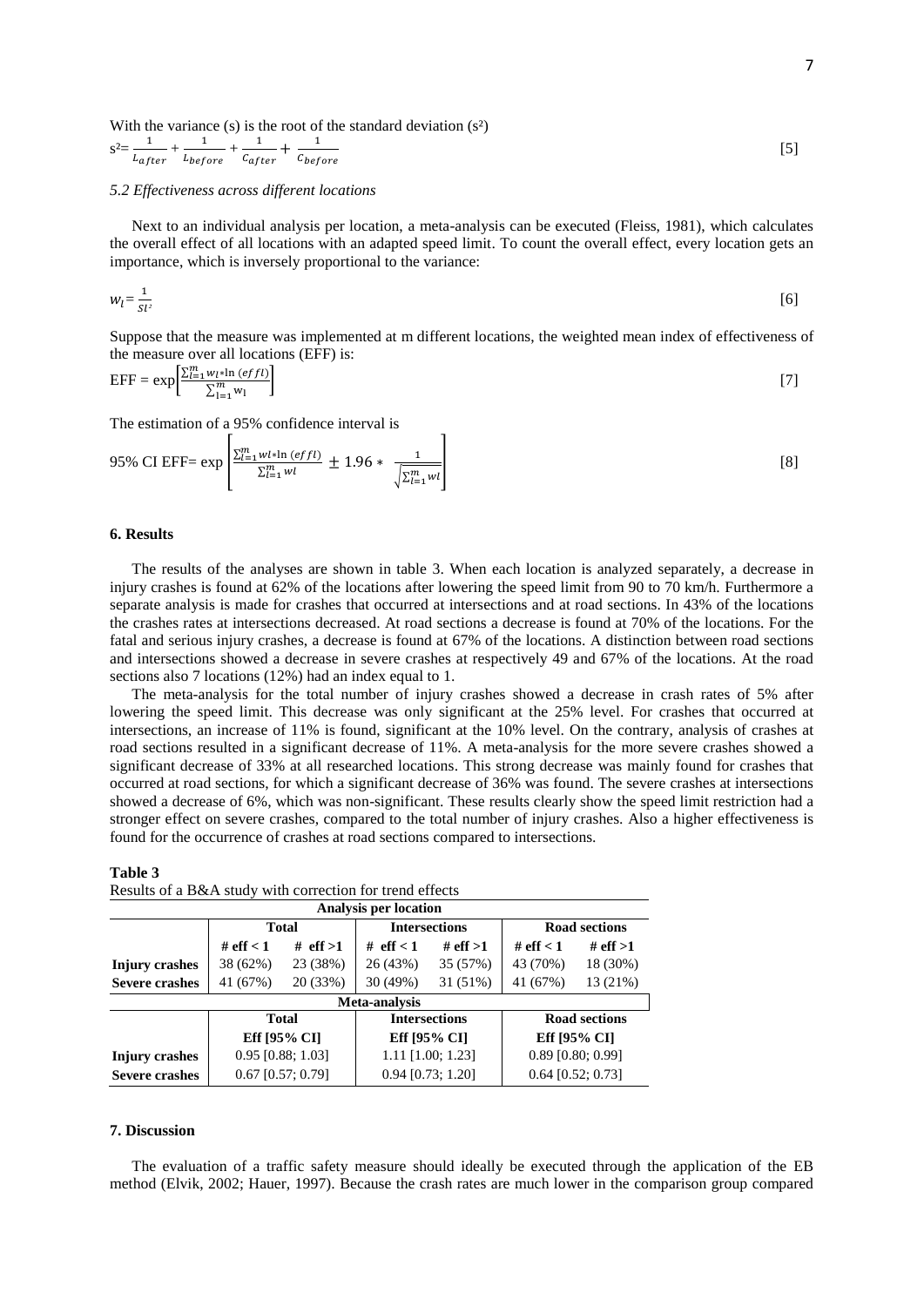With the variance (s) is the root of the standard deviation (s²)

$$s^2 = \frac{1}{L_{after}} + \frac{1}{L_{before}} + \frac{1}{C_{after}} + \frac{1}{C_{before}} \quad [5]$$

*5.2 Effectiveness across different locations*

Next to an individual analysis per location, a meta-analysis can be executed (Fleiss, 1981), which calculates the overall effect of all locations with an adapted speed limit. To count the overall effect, every location gets an importance, which is inversely proportional to the variance:

$$w_l = \frac{1}{Sl^2} \quad [6]$$

Suppose that the measure was implemented at m different locations, the weighted mean index of effectiveness of the measure over all locations (EFF) is:

$$\text{EFF} = \exp\left[\frac{\sum_{l=1}^{m} w_l * \ln(effl)}{\sum_{l=1}^{m} w_l}\right] \quad [7]$$

The estimation of a 95% confidence interval is

$$95\%\ \text{CI EFF} = \exp\left[\frac{\sum_{l=1}^{m} wl * \ln(effl)}{\sum_{l=1}^{m} wl} \pm 1.96 * \frac{1}{\sqrt{\sum_{l=1}^{m} wl}}\right] \quad [8]$$

## 6. Results

The results of the analyses are shown in table 3. When each location is analyzed separately, a decrease in injury crashes is found at 62% of the locations after lowering the speed limit from 90 to 70 km/h. Furthermore a separate analysis is made for crashes that occurred at intersections and at road sections. In 43% of the locations the crashes rates at intersections decreased. At road sections a decrease is found at 70% of the locations. For the fatal and serious injury crashes, a decrease is found at 67% of the locations. A distinction between road sections and intersections showed a decrease in severe crashes at respectively 49 and 67% of the locations. At the road sections also 7 locations (12%) had an index equal to 1.

The meta-analysis for the total number of injury crashes showed a decrease in crash rates of 5% after lowering the speed limit. This decrease was only significant at the 25% level. For crashes that occurred at intersections, an increase of 11% is found, significant at the 10% level. On the contrary, analysis of crashes at road sections resulted in a significant decrease of 11%. A meta-analysis for the more severe crashes showed a significant decrease of 33% at all researched locations. This strong decrease was mainly found for crashes that occurred at road sections, for which a significant decrease of 36% was found. The severe crashes at intersections showed a decrease of 6%, which was non-significant. These results clearly show the speed limit restriction had a stronger effect on severe crashes, compared to the total number of injury crashes. Also a higher effectiveness is found for the occurrence of crashes at road sections compared to intersections.

**Table 3**

Results of a B&A study with correction for trend effects

| Analysis per location | | | | | | |
|---|---|---|---|---|---|---|
| | **Total** | | **Intersections** | | **Road sections** | |
| | **# eff < 1** | **# eff >1** | **# eff < 1** | **# eff >1** | **# eff < 1** | **# eff >1** |
| **Injury crashes** | 38 (62%) | 23 (38%) | 26 (43%) | 35 (57%) | 43 (70%) | 18 (30%) |
| **Severe crashes** | 41 (67%) | 20 (33%) | 30 (49%) | 31 (51%) | 41 (67%) | 13 (21%) |
| **Meta-analysis** | | | | | | |
| | **Total** | | **Intersections** | | **Road sections** | |
| | **Eff [95% CI]** | | **Eff [95% CI]** | | **Eff [95% CI]** | |
| **Injury crashes** | 0.95 [0.88; 1.03] | | 1.11 [1.00; 1.23] | | 0.89 [0.80; 0.99] | |
| **Severe crashes** | 0.67 [0.57; 0.79] | | 0.94 [0.73; 1.20] | | 0.64 [0.52; 0.73] | |

## 7. Discussion

The evaluation of a traffic safety measure should ideally be executed through the application of the EB method (Elvik, 2002; Hauer, 1997). Because the crash rates are much lower in the comparison group compared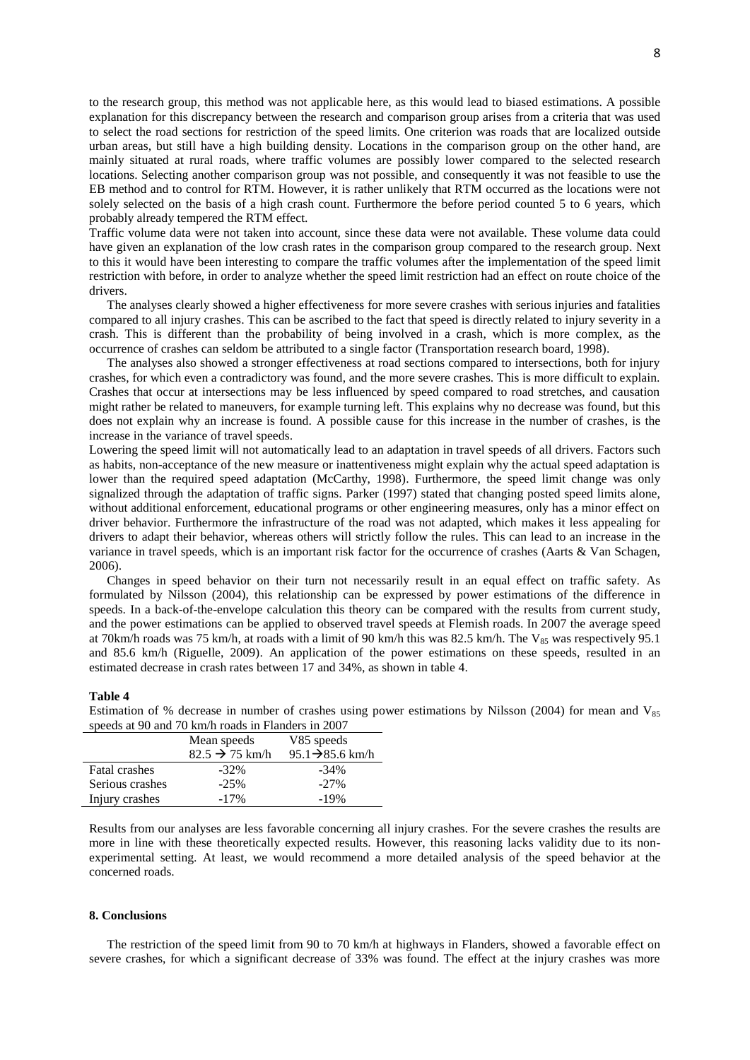to the research group, this method was not applicable here, as this would lead to biased estimations. A possible explanation for this discrepancy between the research and comparison group arises from a criteria that was used to select the road sections for restriction of the speed limits. One criterion was roads that are localized outside urban areas, but still have a high building density. Locations in the comparison group on the other hand, are mainly situated at rural roads, where traffic volumes are possibly lower compared to the selected research locations. Selecting another comparison group was not possible, and consequently it was not feasible to use the EB method and to control for RTM. However, it is rather unlikely that RTM occurred as the locations were not solely selected on the basis of a high crash count. Furthermore the before period counted 5 to 6 years, which probably already tempered the RTM effect.

Traffic volume data were not taken into account, since these data were not available. These volume data could have given an explanation of the low crash rates in the comparison group compared to the research group. Next to this it would have been interesting to compare the traffic volumes after the implementation of the speed limit restriction with before, in order to analyze whether the speed limit restriction had an effect on route choice of the drivers.

The analyses clearly showed a higher effectiveness for more severe crashes with serious injuries and fatalities compared to all injury crashes. This can be ascribed to the fact that speed is directly related to injury severity in a crash. This is different than the probability of being involved in a crash, which is more complex, as the occurrence of crashes can seldom be attributed to a single factor (Transportation research board, 1998).

The analyses also showed a stronger effectiveness at road sections compared to intersections, both for injury crashes, for which even a contradictory was found, and the more severe crashes. This is more difficult to explain. Crashes that occur at intersections may be less influenced by speed compared to road stretches, and causation might rather be related to maneuvers, for example turning left. This explains why no decrease was found, but this does not explain why an increase is found. A possible cause for this increase in the number of crashes, is the increase in the variance of travel speeds.

Lowering the speed limit will not automatically lead to an adaptation in travel speeds of all drivers. Factors such as habits, non-acceptance of the new measure or inattentiveness might explain why the actual speed adaptation is lower than the required speed adaptation (McCarthy, 1998). Furthermore, the speed limit change was only signalized through the adaptation of traffic signs. Parker (1997) stated that changing posted speed limits alone, without additional enforcement, educational programs or other engineering measures, only has a minor effect on driver behavior. Furthermore the infrastructure of the road was not adapted, which makes it less appealing for drivers to adapt their behavior, whereas others will strictly follow the rules. This can lead to an increase in the variance in travel speeds, which is an important risk factor for the occurrence of crashes (Aarts & Van Schagen, 2006).

Changes in speed behavior on their turn not necessarily result in an equal effect on traffic safety. As formulated by Nilsson (2004), this relationship can be expressed by power estimations of the difference in speeds. In a back-of-the-envelope calculation this theory can be compared with the results from current study, and the power estimations can be applied to observed travel speeds at Flemish roads. In 2007 the average speed at 70km/h roads was 75 km/h, at roads with a limit of 90 km/h this was 82.5 km/h. The $V_{85}$ was respectively 95.1 and 85.6 km/h (Riguelle, 2009). An application of the power estimations on these speeds, resulted in an estimated decrease in crash rates between 17 and 34%, as shown in table 4.

**Table 4**

Estimation of % decrease in number of crashes using power estimations by Nilsson (2004) for mean and $V_{85}$ speeds at 90 and 70 km/h roads in Flanders in 2007

| | Mean speeds<br>82.5 → 75 km/h | V85 speeds<br>95.1→85.6 km/h |
|---|---|---|
| Fatal crashes | -32% | -34% |
| Serious crashes | -25% | -27% |
| Injury crashes | -17% | -19% |

Results from our analyses are less favorable concerning all injury crashes. For the severe crashes the results are more in line with these theoretically expected results. However, this reasoning lacks validity due to its non-experimental setting. At least, we would recommend a more detailed analysis of the speed behavior at the concerned roads.

## 8. Conclusions

The restriction of the speed limit from 90 to 70 km/h at highways in Flanders, showed a favorable effect on severe crashes, for which a significant decrease of 33% was found. The effect at the injury crashes was more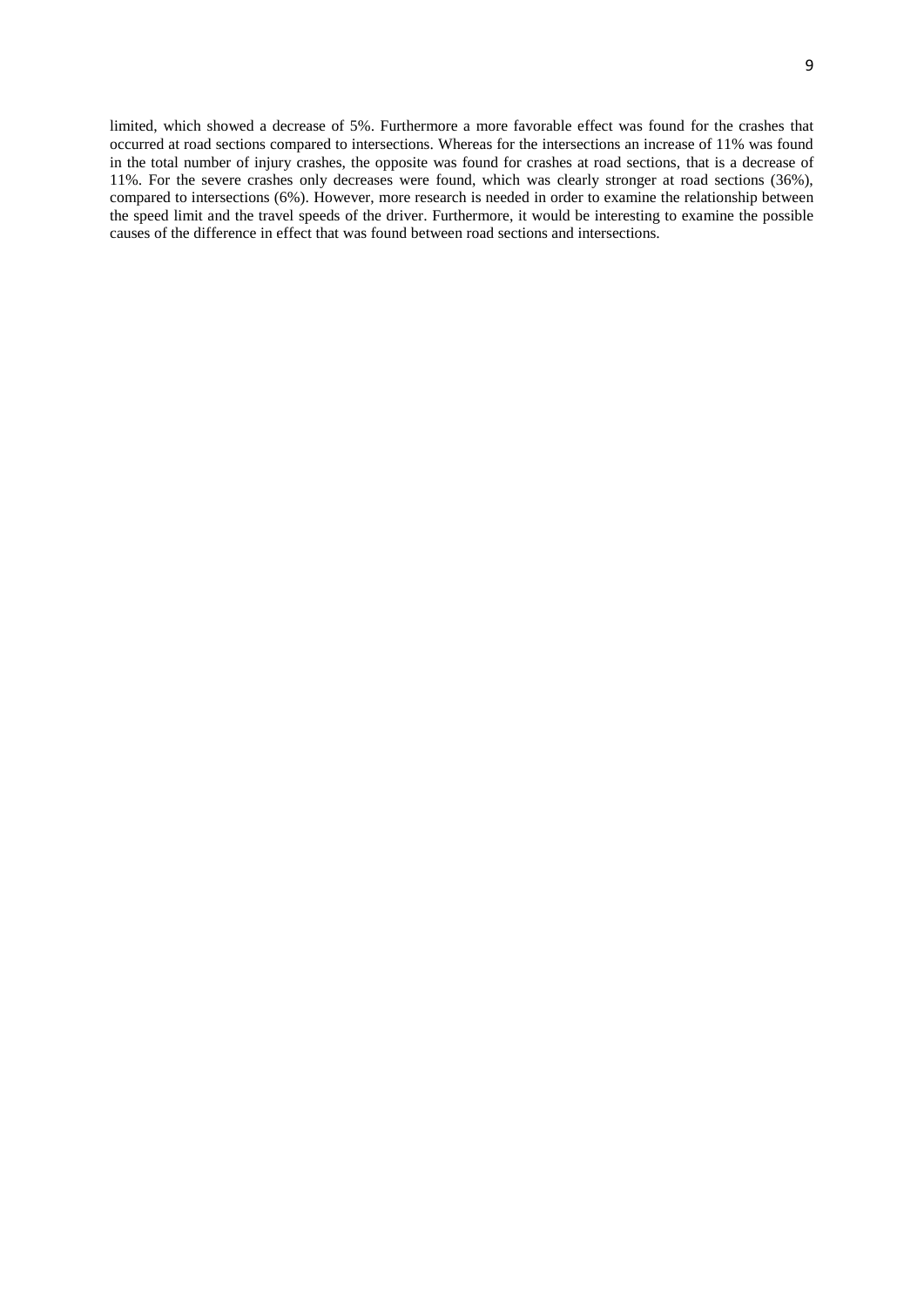limited, which showed a decrease of 5%. Furthermore a more favorable effect was found for the crashes that occurred at road sections compared to intersections. Whereas for the intersections an increase of 11% was found in the total number of injury crashes, the opposite was found for crashes at road sections, that is a decrease of 11%. For the severe crashes only decreases were found, which was clearly stronger at road sections (36%), compared to intersections (6%). However, more research is needed in order to examine the relationship between the speed limit and the travel speeds of the driver. Furthermore, it would be interesting to examine the possible causes of the difference in effect that was found between road sections and intersections.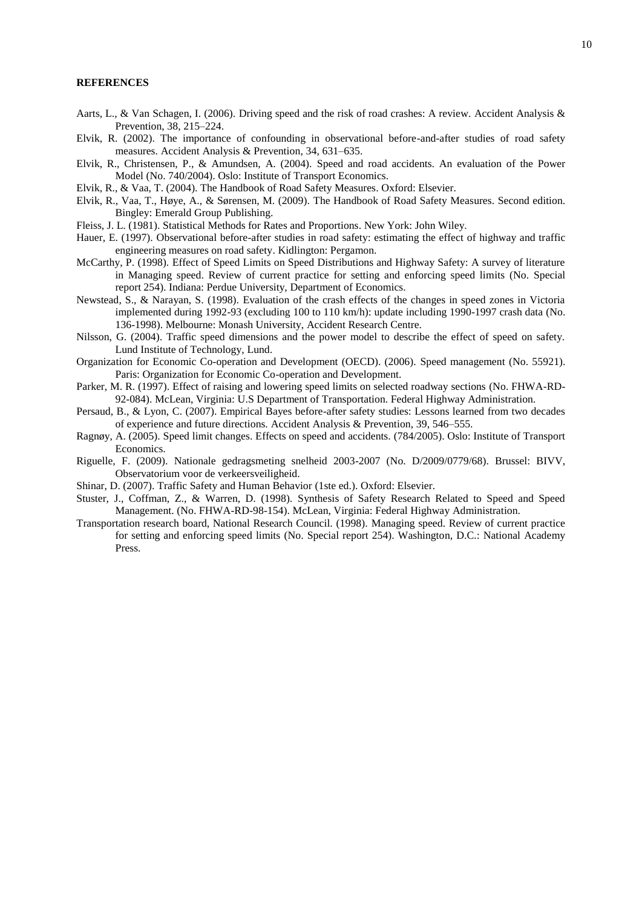**REFERENCES**

Aarts, L., & Van Schagen, I. (2006). Driving speed and the risk of road crashes: A review. Accident Analysis & Prevention, 38, 215–224.

Elvik, R. (2002). The importance of confounding in observational before-and-after studies of road safety measures. Accident Analysis & Prevention, 34, 631–635.

Elvik, R., Christensen, P., & Amundsen, A. (2004). Speed and road accidents. An evaluation of the Power Model (No. 740/2004). Oslo: Institute of Transport Economics.

Elvik, R., & Vaa, T. (2004). The Handbook of Road Safety Measures. Oxford: Elsevier.

Elvik, R., Vaa, T., Høye, A., & Sørensen, M. (2009). The Handbook of Road Safety Measures. Second edition. Bingley: Emerald Group Publishing.

Fleiss, J. L. (1981). Statistical Methods for Rates and Proportions. New York: John Wiley.

Hauer, E. (1997). Observational before-after studies in road safety: estimating the effect of highway and traffic engineering measures on road safety. Kidlington: Pergamon.

McCarthy, P. (1998). Effect of Speed Limits on Speed Distributions and Highway Safety: A survey of literature in Managing speed. Review of current practice for setting and enforcing speed limits (No. Special report 254). Indiana: Perdue University, Department of Economics.

Newstead, S., & Narayan, S. (1998). Evaluation of the crash effects of the changes in speed zones in Victoria implemented during 1992-93 (excluding 100 to 110 km/h): update including 1990-1997 crash data (No. 136-1998). Melbourne: Monash University, Accident Research Centre.

Nilsson, G. (2004). Traffic speed dimensions and the power model to describe the effect of speed on safety. Lund Institute of Technology, Lund.

Organization for Economic Co-operation and Development (OECD). (2006). Speed management (No. 55921). Paris: Organization for Economic Co-operation and Development.

Parker, M. R. (1997). Effect of raising and lowering speed limits on selected roadway sections (No. FHWA-RD-92-084). McLean, Virginia: U.S Department of Transportation. Federal Highway Administration.

Persaud, B., & Lyon, C. (2007). Empirical Bayes before-after safety studies: Lessons learned from two decades of experience and future directions. Accident Analysis & Prevention, 39, 546–555.

Ragnøy, A. (2005). Speed limit changes. Effects on speed and accidents. (784/2005). Oslo: Institute of Transport Economics.

Riguelle, F. (2009). Nationale gedragsmeting snelheid 2003-2007 (No. D/2009/0779/68). Brussel: BIVV, Observatorium voor de verkeersveiligheid.

Shinar, D. (2007). Traffic Safety and Human Behavior (1ste ed.). Oxford: Elsevier.

Stuster, J., Coffman, Z., & Warren, D. (1998). Synthesis of Safety Research Related to Speed and Speed Management. (No. FHWA-RD-98-154). McLean, Virginia: Federal Highway Administration.

Transportation research board, National Research Council. (1998). Managing speed. Review of current practice for setting and enforcing speed limits (No. Special report 254). Washington, D.C.: National Academy Press.